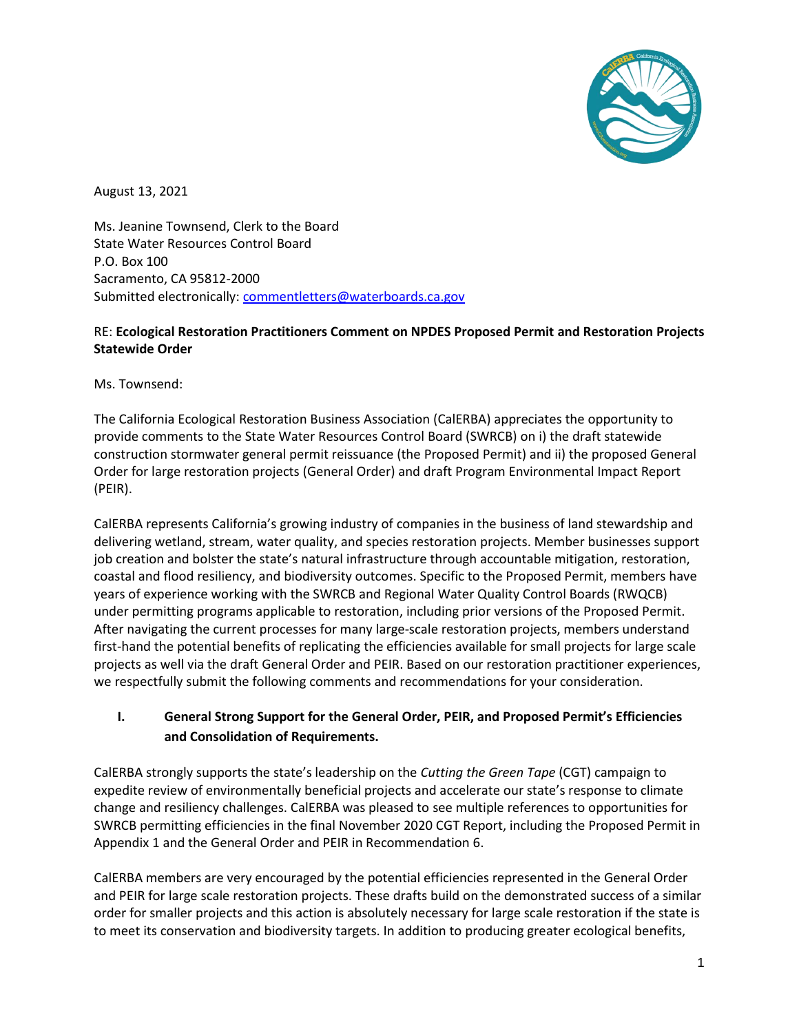August 13, 2021

Ms. Jeanine Townsend, Clerk to the Board
State Water Resources Control Board
P.O. Box 100
Sacramento, CA 95812-2000
Submitted electronically: commentletters@waterboards.ca.gov

RE: **Ecological Restoration Practitioners Comment on NPDES Proposed Permit and Restoration Projects Statewide Order**

Ms. Townsend:

The California Ecological Restoration Business Association (CalERBA) appreciates the opportunity to provide comments to the State Water Resources Control Board (SWRCB) on i) the draft statewide construction stormwater general permit reissuance (the Proposed Permit) and ii) the proposed General Order for large restoration projects (General Order) and draft Program Environmental Impact Report (PEIR).

CalERBA represents California's growing industry of companies in the business of land stewardship and delivering wetland, stream, water quality, and species restoration projects. Member businesses support job creation and bolster the state's natural infrastructure through accountable mitigation, restoration, coastal and flood resiliency, and biodiversity outcomes. Specific to the Proposed Permit, members have years of experience working with the SWRCB and Regional Water Quality Control Boards (RWQCB) under permitting programs applicable to restoration, including prior versions of the Proposed Permit. After navigating the current processes for many large-scale restoration projects, members understand first-hand the potential benefits of replicating the efficiencies available for small projects for large scale projects as well via the draft General Order and PEIR. Based on our restoration practitioner experiences, we respectfully submit the following comments and recommendations for your consideration.

## I. General Strong Support for the General Order, PEIR, and Proposed Permit's Efficiencies and Consolidation of Requirements.

CalERBA strongly supports the state's leadership on the *Cutting the Green Tape* (CGT) campaign to expedite review of environmentally beneficial projects and accelerate our state's response to climate change and resiliency challenges. CalERBA was pleased to see multiple references to opportunities for SWRCB permitting efficiencies in the final November 2020 CGT Report, including the Proposed Permit in Appendix 1 and the General Order and PEIR in Recommendation 6.

CalERBA members are very encouraged by the potential efficiencies represented in the General Order and PEIR for large scale restoration projects. These drafts build on the demonstrated success of a similar order for smaller projects and this action is absolutely necessary for large scale restoration if the state is to meet its conservation and biodiversity targets. In addition to producing greater ecological benefits,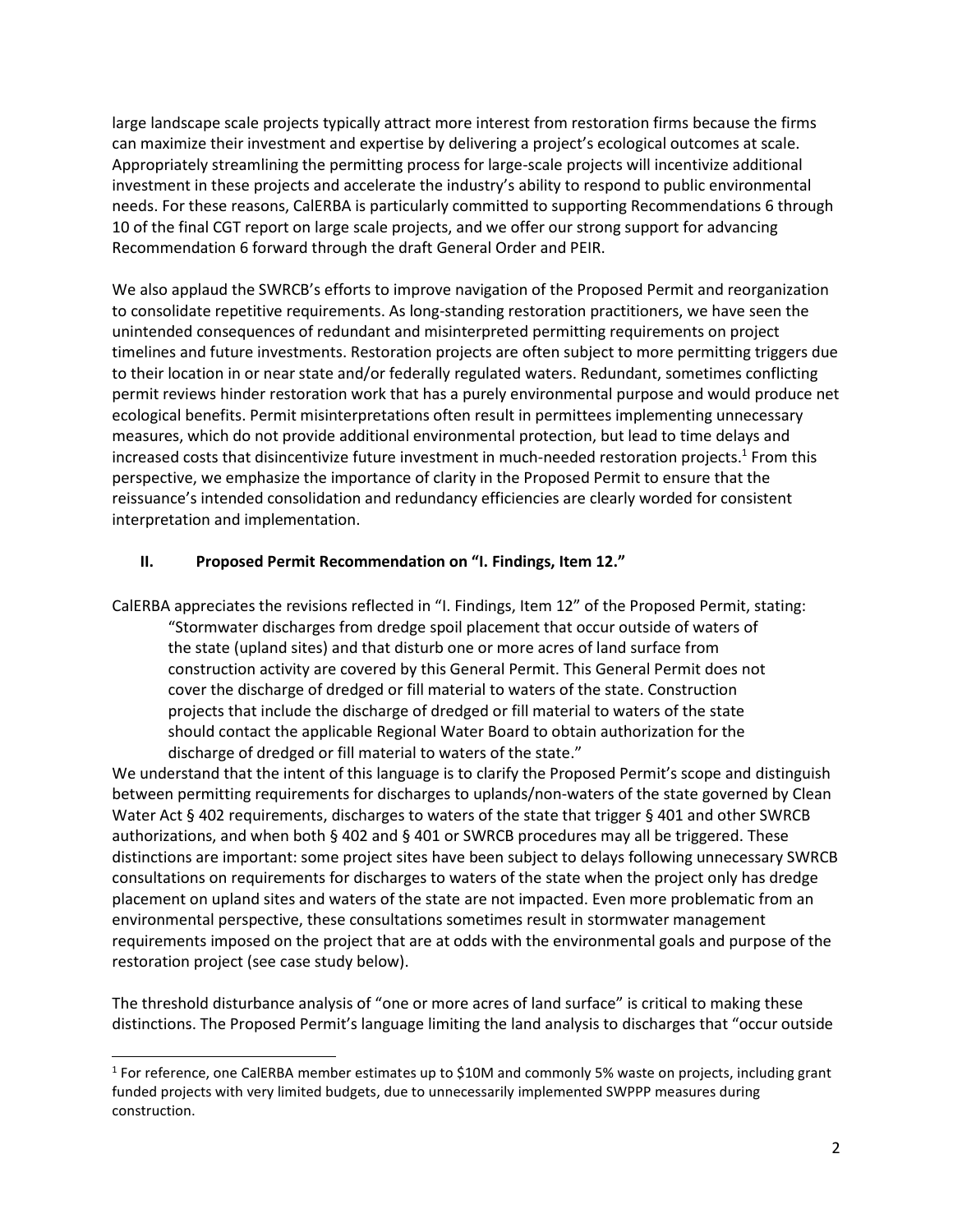large landscape scale projects typically attract more interest from restoration firms because the firms can maximize their investment and expertise by delivering a project's ecological outcomes at scale. Appropriately streamlining the permitting process for large-scale projects will incentivize additional investment in these projects and accelerate the industry's ability to respond to public environmental needs. For these reasons, CalERBA is particularly committed to supporting Recommendations 6 through 10 of the final CGT report on large scale projects, and we offer our strong support for advancing Recommendation 6 forward through the draft General Order and PEIR.

We also applaud the SWRCB's efforts to improve navigation of the Proposed Permit and reorganization to consolidate repetitive requirements. As long-standing restoration practitioners, we have seen the unintended consequences of redundant and misinterpreted permitting requirements on project timelines and future investments. Restoration projects are often subject to more permitting triggers due to their location in or near state and/or federally regulated waters. Redundant, sometimes conflicting permit reviews hinder restoration work that has a purely environmental purpose and would produce net ecological benefits. Permit misinterpretations often result in permittees implementing unnecessary measures, which do not provide additional environmental protection, but lead to time delays and increased costs that disincentivize future investment in much-needed restoration projects.[1] From this perspective, we emphasize the importance of clarity in the Proposed Permit to ensure that the reissuance's intended consolidation and redundancy efficiencies are clearly worded for consistent interpretation and implementation.

## II. Proposed Permit Recommendation on "I. Findings, Item 12."

CalERBA appreciates the revisions reflected in "I. Findings, Item 12" of the Proposed Permit, stating:

> "Stormwater discharges from dredge spoil placement that occur outside of waters of the state (upland sites) and that disturb one or more acres of land surface from construction activity are covered by this General Permit. This General Permit does not cover the discharge of dredged or fill material to waters of the state. Construction projects that include the discharge of dredged or fill material to waters of the state should contact the applicable Regional Water Board to obtain authorization for the discharge of dredged or fill material to waters of the state."

We understand that the intent of this language is to clarify the Proposed Permit's scope and distinguish between permitting requirements for discharges to uplands/non-waters of the state governed by Clean Water Act § 402 requirements, discharges to waters of the state that trigger § 401 and other SWRCB authorizations, and when both § 402 and § 401 or SWRCB procedures may all be triggered. These distinctions are important: some project sites have been subject to delays following unnecessary SWRCB consultations on requirements for discharges to waters of the state when the project only has dredge placement on upland sites and waters of the state are not impacted. Even more problematic from an environmental perspective, these consultations sometimes result in stormwater management requirements imposed on the project that are at odds with the environmental goals and purpose of the restoration project (see case study below).

The threshold disturbance analysis of "one or more acres of land surface" is critical to making these distinctions. The Proposed Permit's language limiting the land analysis to discharges that "occur outside

[1] For reference, one CalERBA member estimates up to $10M and commonly 5% waste on projects, including grant funded projects with very limited budgets, due to unnecessarily implemented SWPPP measures during construction.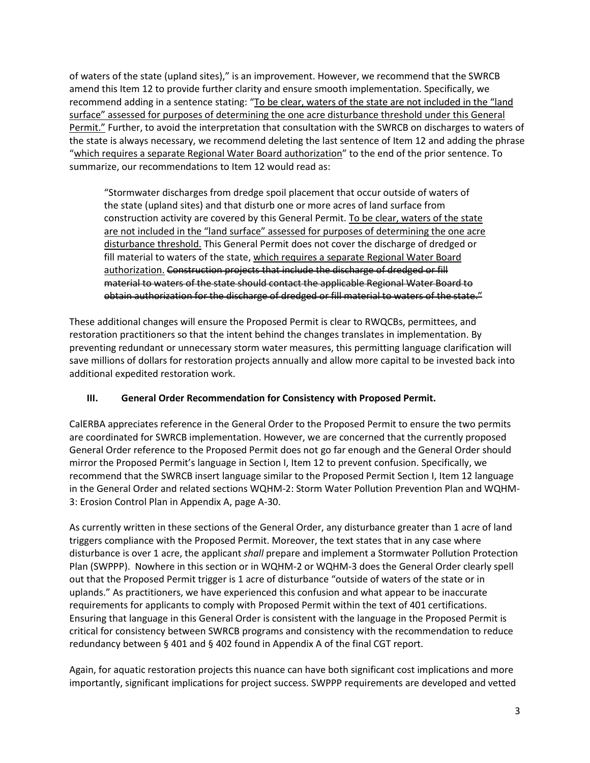of waters of the state (upland sites)," is an improvement. However, we recommend that the SWRCB amend this Item 12 to provide further clarity and ensure smooth implementation. Specifically, we recommend adding in a sentence stating: "<u>To be clear, waters of the state are not included in the "land surface" assessed for purposes of determining the one acre disturbance threshold under this General Permit.</u>" Further, to avoid the interpretation that consultation with the SWRCB on discharges to waters of the state is always necessary, we recommend deleting the last sentence of Item 12 and adding the phrase "<u>which requires a separate Regional Water Board authorization</u>" to the end of the prior sentence. To summarize, our recommendations to Item 12 would read as:

> "Stormwater discharges from dredge spoil placement that occur outside of waters of the state (upland sites) and that disturb one or more acres of land surface from construction activity are covered by this General Permit. <u>To be clear, waters of the state are not included in the "land surface" assessed for purposes of determining the one acre disturbance threshold.</u> This General Permit does not cover the discharge of dredged or fill material to waters of the state, <u>which requires a separate Regional Water Board authorization.</u> ~~Construction projects that include the discharge of dredged or fill material to waters of the state should contact the applicable Regional Water Board to obtain authorization for the discharge of dredged or fill material to waters of the state."~~

These additional changes will ensure the Proposed Permit is clear to RWQCBs, permittees, and restoration practitioners so that the intent behind the changes translates in implementation. By preventing redundant or unnecessary storm water measures, this permitting language clarification will save millions of dollars for restoration projects annually and allow more capital to be invested back into additional expedited restoration work.

## III. General Order Recommendation for Consistency with Proposed Permit.

CalERBA appreciates reference in the General Order to the Proposed Permit to ensure the two permits are coordinated for SWRCB implementation. However, we are concerned that the currently proposed General Order reference to the Proposed Permit does not go far enough and the General Order should mirror the Proposed Permit's language in Section I, Item 12 to prevent confusion. Specifically, we recommend that the SWRCB insert language similar to the Proposed Permit Section I, Item 12 language in the General Order and related sections WQHM-2: Storm Water Pollution Prevention Plan and WQHM-3: Erosion Control Plan in Appendix A, page A-30.

As currently written in these sections of the General Order, any disturbance greater than 1 acre of land triggers compliance with the Proposed Permit. Moreover, the text states that in any case where disturbance is over 1 acre, the applicant *shall* prepare and implement a Stormwater Pollution Protection Plan (SWPPP). Nowhere in this section or in WQHM-2 or WQHM-3 does the General Order clearly spell out that the Proposed Permit trigger is 1 acre of disturbance "outside of waters of the state or in uplands." As practitioners, we have experienced this confusion and what appear to be inaccurate requirements for applicants to comply with Proposed Permit within the text of 401 certifications. Ensuring that language in this General Order is consistent with the language in the Proposed Permit is critical for consistency between SWRCB programs and consistency with the recommendation to reduce redundancy between § 401 and § 402 found in Appendix A of the final CGT report.

Again, for aquatic restoration projects this nuance can have both significant cost implications and more importantly, significant implications for project success. SWPPP requirements are developed and vetted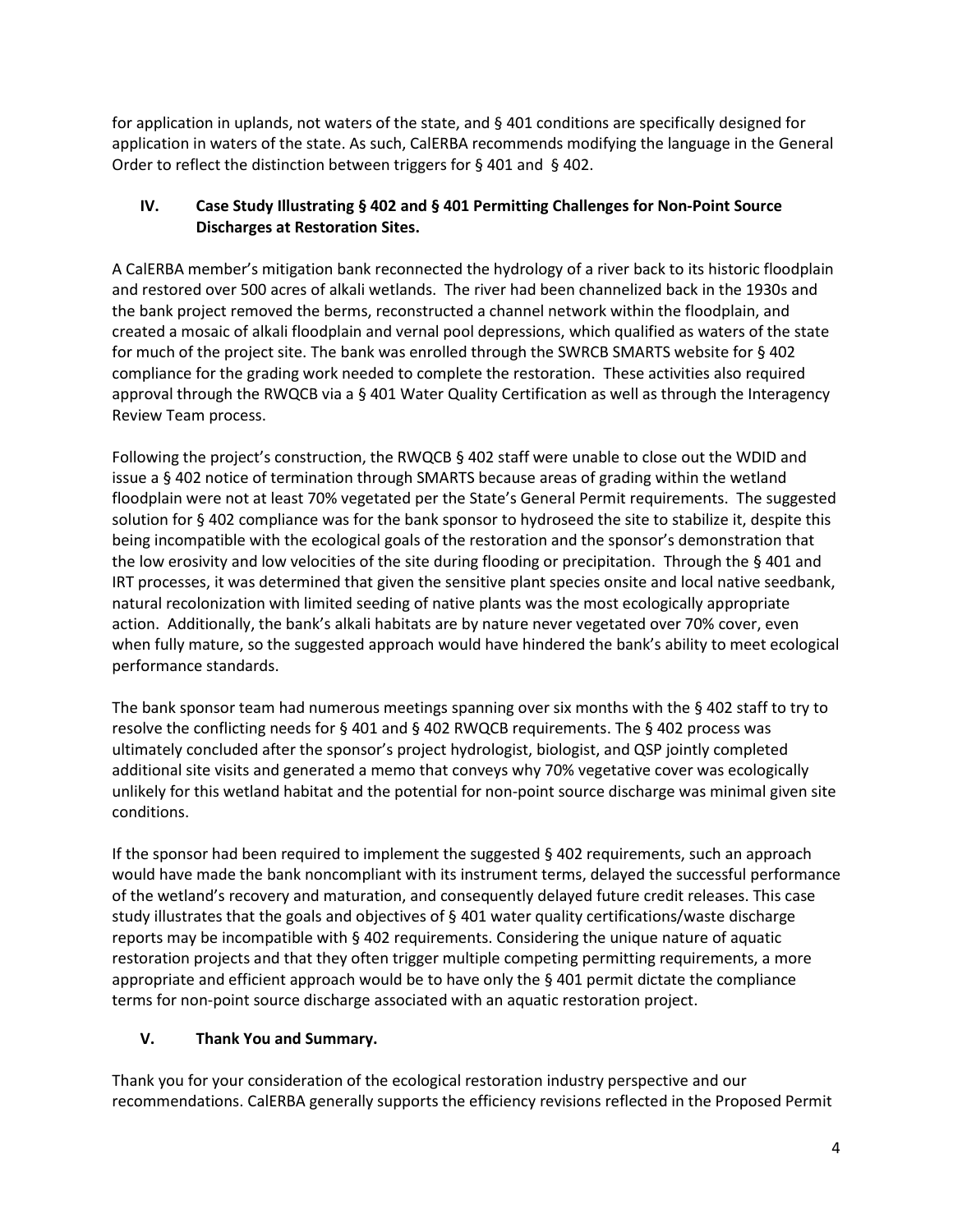for application in uplands, not waters of the state, and § 401 conditions are specifically designed for application in waters of the state. As such, CalERBA recommends modifying the language in the General Order to reflect the distinction between triggers for § 401 and § 402.

## IV. Case Study Illustrating § 402 and § 401 Permitting Challenges for Non-Point Source Discharges at Restoration Sites.

A CalERBA member's mitigation bank reconnected the hydrology of a river back to its historic floodplain and restored over 500 acres of alkali wetlands. The river had been channelized back in the 1930s and the bank project removed the berms, reconstructed a channel network within the floodplain, and created a mosaic of alkali floodplain and vernal pool depressions, which qualified as waters of the state for much of the project site. The bank was enrolled through the SWRCB SMARTS website for § 402 compliance for the grading work needed to complete the restoration. These activities also required approval through the RWQCB via a § 401 Water Quality Certification as well as through the Interagency Review Team process.

Following the project's construction, the RWQCB § 402 staff were unable to close out the WDID and issue a § 402 notice of termination through SMARTS because areas of grading within the wetland floodplain were not at least 70% vegetated per the State's General Permit requirements. The suggested solution for § 402 compliance was for the bank sponsor to hydroseed the site to stabilize it, despite this being incompatible with the ecological goals of the restoration and the sponsor's demonstration that the low erosivity and low velocities of the site during flooding or precipitation. Through the § 401 and IRT processes, it was determined that given the sensitive plant species onsite and local native seedbank, natural recolonization with limited seeding of native plants was the most ecologically appropriate action. Additionally, the bank's alkali habitats are by nature never vegetated over 70% cover, even when fully mature, so the suggested approach would have hindered the bank's ability to meet ecological performance standards.

The bank sponsor team had numerous meetings spanning over six months with the § 402 staff to try to resolve the conflicting needs for § 401 and § 402 RWQCB requirements. The § 402 process was ultimately concluded after the sponsor's project hydrologist, biologist, and QSP jointly completed additional site visits and generated a memo that conveys why 70% vegetative cover was ecologically unlikely for this wetland habitat and the potential for non-point source discharge was minimal given site conditions.

If the sponsor had been required to implement the suggested § 402 requirements, such an approach would have made the bank noncompliant with its instrument terms, delayed the successful performance of the wetland's recovery and maturation, and consequently delayed future credit releases. This case study illustrates that the goals and objectives of § 401 water quality certifications/waste discharge reports may be incompatible with § 402 requirements. Considering the unique nature of aquatic restoration projects and that they often trigger multiple competing permitting requirements, a more appropriate and efficient approach would be to have only the § 401 permit dictate the compliance terms for non-point source discharge associated with an aquatic restoration project.

## V. Thank You and Summary.

Thank you for your consideration of the ecological restoration industry perspective and our recommendations. CalERBA generally supports the efficiency revisions reflected in the Proposed Permit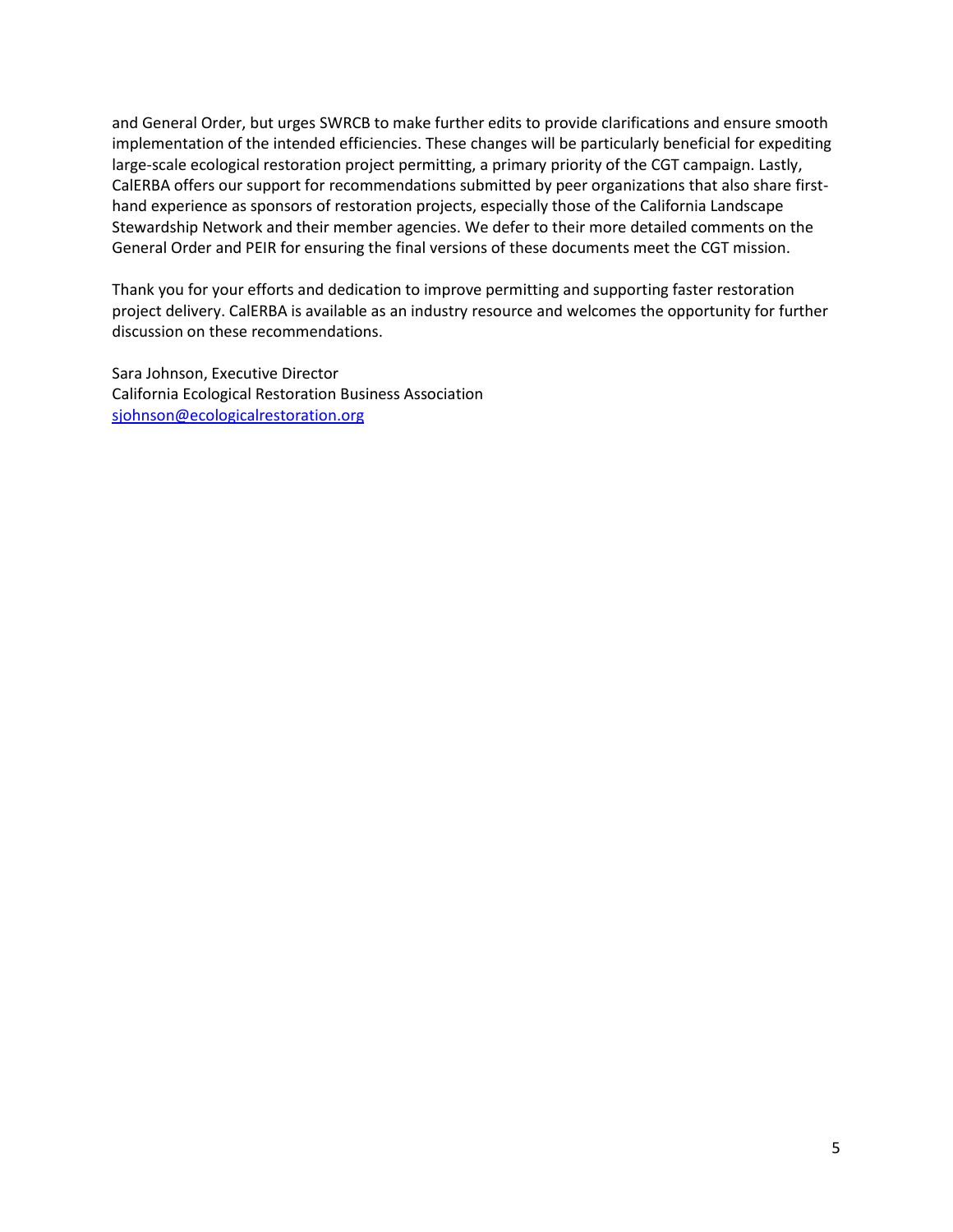and General Order, but urges SWRCB to make further edits to provide clarifications and ensure smooth implementation of the intended efficiencies. These changes will be particularly beneficial for expediting large-scale ecological restoration project permitting, a primary priority of the CGT campaign. Lastly, CalERBA offers our support for recommendations submitted by peer organizations that also share first-hand experience as sponsors of restoration projects, especially those of the California Landscape Stewardship Network and their member agencies. We defer to their more detailed comments on the General Order and PEIR for ensuring the final versions of these documents meet the CGT mission.

Thank you for your efforts and dedication to improve permitting and supporting faster restoration project delivery. CalERBA is available as an industry resource and welcomes the opportunity for further discussion on these recommendations.

Sara Johnson, Executive Director  
California Ecological Restoration Business Association  
sjohnson@ecologicalrestoration.org